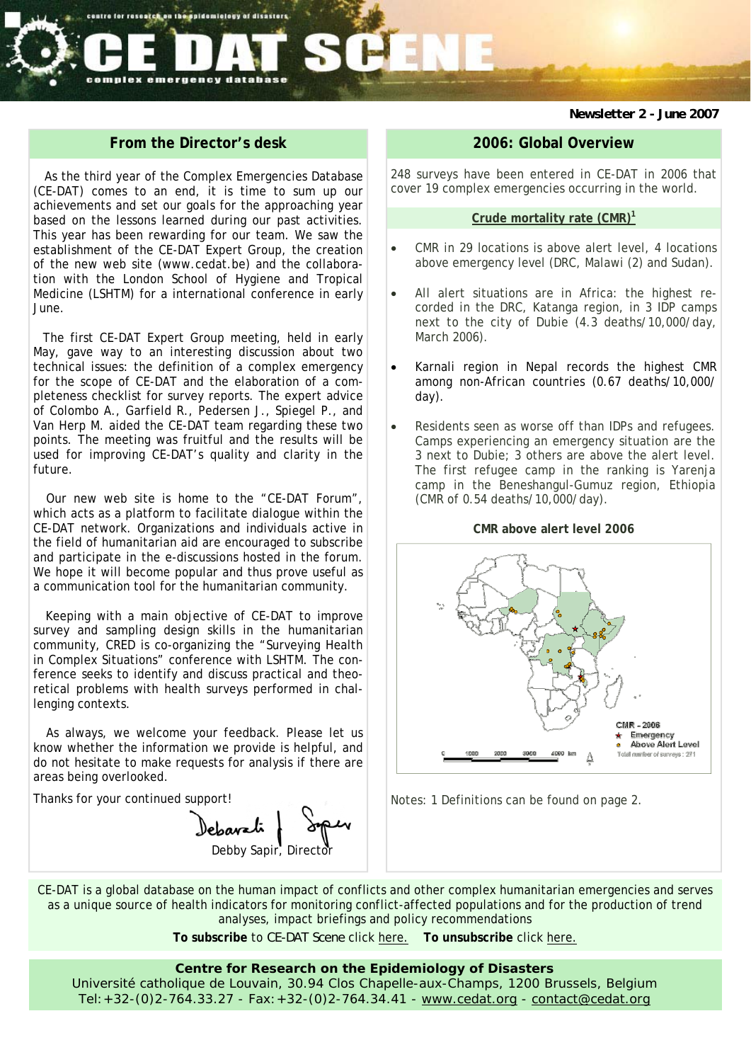# CE DAT SCENE

centre for research on the epidemiology of disasters

complex emergency database

**Newsletter 2 - June 2007**

## From the Director's desk

As the third year of the Complex Emergencies Database (CE-DAT) comes to an end, it is time to sum up our achievements and set our goals for the approaching year based on the lessons learned during our past activities. This year has been rewarding for our team. We saw the establishment of the CE-DAT Expert Group, the creation of the new web site (www.cedat.be) and the collaboration with the London School of Hygiene and Tropical Medicine (LSHTM) for a international conference in early June.

The first CE-DAT Expert Group meeting, held in early May, gave way to an interesting discussion about two technical issues: the definition of a complex emergency for the scope of CE-DAT and the elaboration of a completeness checklist for survey reports. The expert advice of Colombo A., Garfield R., Pedersen J., Spiegel P., and Van Herp M. aided the CE-DAT team regarding these two points. The meeting was fruitful and the results will be used for improving CE-DAT's quality and clarity in the future.

Our new web site is home to the "CE-DAT Forum", which acts as a platform to facilitate dialogue within the CE-DAT network. Organizations and individuals active in the field of humanitarian aid are encouraged to subscribe and participate in the e-discussions hosted in the forum. We hope it will become popular and thus prove useful as a communication tool for the humanitarian community.

Keeping with a main objective of CE-DAT to improve survey and sampling design skills in the humanitarian community, CRED is co-organizing the "Surveying Health in Complex Situations" conference with LSHTM. The conference seeks to identify and discuss practical and theoretical problems with health surveys performed in challenging contexts.

As always, we welcome your feedback. Please let us know whether the information we provide is helpful, and do not hesitate to make requests for analysis if there are areas being overlooked.

Thanks for your continued support!

Debby Sapir, Director

## 2006: Global Overview

248 surveys have been entered in CE-DAT in 2006 that cover 19 complex emergencies occurring in the world.

### Crude mortality rate (CMR)[1]

- CMR in 29 locations is above alert level, 4 locations above emergency level (DRC, Malawi (2) and Sudan).
- All alert situations are in Africa: the highest recorded in the DRC, Katanga region, in 3 IDP camps next to the city of Dubie (4.3 deaths/10,000/day, March 2006).
- Karnali region in Nepal records the highest CMR among non-African countries (0.67 deaths/10,000/day).
- Residents seen as worse off than IDPs and refugees. Camps experiencing an emergency situation are the 3 next to Dubie; 3 others are above the alert level. The first refugee camp in the ranking is Yarenja camp in the Beneshangul-Gumuz region, Ethiopia (CMR of 0.54 deaths/10,000/day).

**CMR above alert level 2006**

CMR - 2006: Emergency; Above Alert Level. Total number of surveys: 271

Notes: 1 Definitions can be found on page 2.

CE-DAT is a global database on the human impact of conflicts and other complex humanitarian emergencies and serves as a unique source of health indicators for monitoring conflict-affected populations and for the production of trend analyses, impact briefings and policy recommendations

**To subscribe** to CE-DAT Scene click here. **To unsubscribe** click here.

**Centre for Research on the Epidemiology of Disasters**
Université catholique de Louvain, 30.94 Clos Chapelle-aux-Champs, 1200 Brussels, Belgium
Tel: +32-(0)2-764.33.27 - Fax: +32-(0)2-764.34.41 - www.cedat.org - contact@cedat.org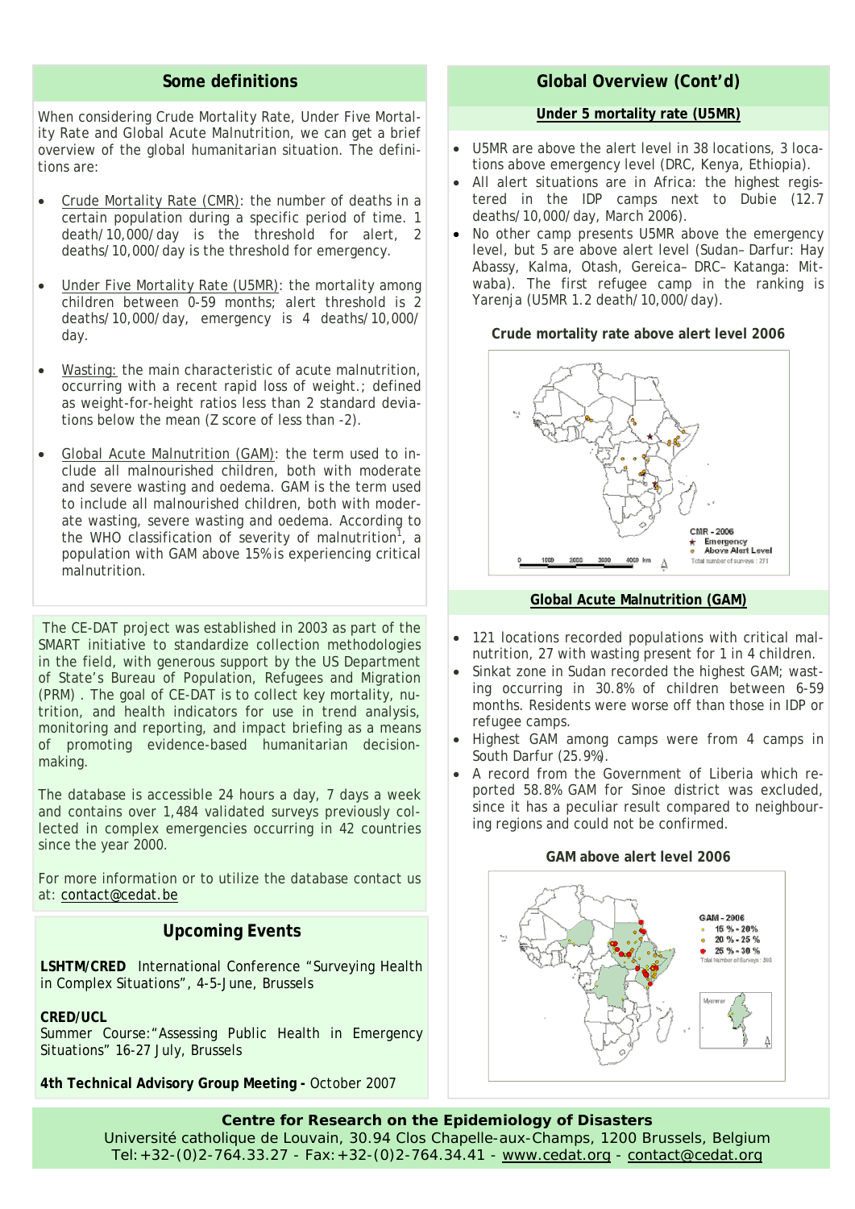## Some definitions

When considering Crude Mortality Rate, Under Five Mortality Rate and Global Acute Malnutrition, we can get a brief overview of the global humanitarian situation. The definitions are:

- Crude Mortality Rate (CMR): the number of deaths in a certain population during a specific period of time. 1 death/10,000/day is the threshold for alert, 2 deaths/10,000/day is the threshold for emergency.
- Under Five Mortality Rate (U5MR): the mortality among children between 0-59 months; alert threshold is 2 deaths/10,000/day, emergency is 4 deaths/10,000/day.
- Wasting: the main characteristic of acute malnutrition, occurring with a recent rapid loss of weight.; defined as weight-for-height ratios less than 2 standard deviations below the mean (Z score of less than -2).
- Global Acute Malnutrition (GAM): the term used to include all malnourished children, both with moderate and severe wasting and oedema. GAM is the term used to include all malnourished children, both with moderate wasting, severe wasting and oedema. According to the WHO classification of severity of malnutrition[1], a population with GAM above 15% is experiencing critical malnutrition.

The CE-DAT project was established in 2003 as part of the SMART initiative to standardize collection methodologies in the field, with generous support by the US Department of State's Bureau of Population, Refugees and Migration (PRM) . The goal of CE-DAT is to collect key mortality, nutrition, and health indicators for use in trend analysis, monitoring and reporting, and impact briefing as a means of promoting evidence-based humanitarian decision-making.

The database is accessible 24 hours a day, 7 days a week and contains over 1,484 validated surveys previously collected in complex emergencies occurring in 42 countries since the year 2000.

For more information or to utilize the database contact us at: contact@cedat.be

## Upcoming Events

**LSHTM/CRED** International Conference "Surveying Health in Complex Situations", 4-5-June, Brussels

**CRED/UCL**
Summer Course:"Assessing Public Health in Emergency Situations" 16-27 July, Brussels

**4th Technical Advisory Group Meeting -** October 2007

## Global Overview (Cont'd)

### Under 5 mortality rate (U5MR)

- U5MR are above the alert level in 38 locations, 3 locations above emergency level (DRC, Kenya, Ethiopia).
- All alert situations are in Africa: the highest registered in the IDP camps next to Dubie (12.7 deaths/10,000/day, March 2006).
- No other camp presents U5MR above the emergency level, but 5 are above alert level (Sudan– Darfur: Hay Abassy, Kalma, Otash, Gereica– DRC– Katanga: Mitwaba). The first refugee camp in the ranking is Yarenja (U5MR 1.2 death/10,000/day).

**Crude mortality rate above alert level 2006**

CMR - 2006
Emergency
Above Alert Level
Total number of surveys : 271
0 1000 2000 3000 4000 km

### Global Acute Malnutrition (GAM)

- 121 locations recorded populations with critical malnutrition, 27 with wasting present for 1 in 4 children.
- Sinkat zone in Sudan recorded the highest GAM; wasting occurring in 30.8% of children between 6-59 months. Residents were worse off than those in IDP or refugee camps.
- Highest GAM among camps were from 4 camps in South Darfur (25.9%).
- A record from the Government of Liberia which reported 58.8% GAM for Sinoe district was excluded, since it has a peculiar result compared to neighbouring regions and could not be confirmed.

**GAM above alert level 2006**

GAM - 2006
15 % - 20%
20 % - 25 %
25 % - 30 %
Total Number of Surveys : 380
Myanmar

**Centre for Research on the Epidemiology of Disasters**
Université catholique de Louvain, 30.94 Clos Chapelle-aux-Champs, 1200 Brussels, Belgium
Tel:+32-(0)2-764.33.27 - Fax:+32-(0)2-764.34.41 - www.cedat.org - contact@cedat.org